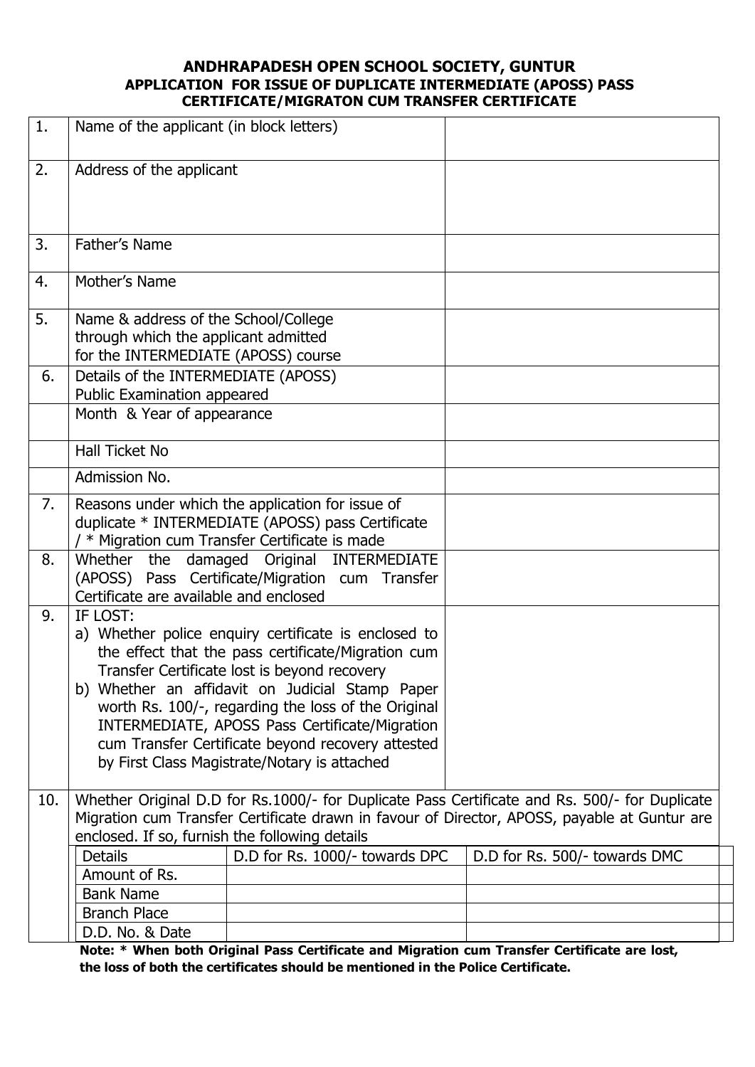# ANDHRAPADESH OPEN SCHOOL SOCIETY, GUNTUR

## APPLICATION FOR ISSUE OF DUPLICATE INTERMEDIATE (APOSS) PASS CERTIFICATE/MIGRATON CUM TRANSFER CERTIFICATE

| | | |
|---|---|---|
| 1. | Name of the applicant (in block letters) | |
| 2. | Address of the applicant | |
| 3. | Father's Name | |
| 4. | Mother's Name | |
| 5. | Name & address of the School/College through which the applicant admitted for the INTERMEDIATE (APOSS) course | |
| 6. | Details of the INTERMEDIATE (APOSS) Public Examination appeared | |
| | Month & Year of appearance | |
| | Hall Ticket No | |
| | Admission No. | |
| 7. | Reasons under which the application for issue of duplicate * INTERMEDIATE (APOSS) pass Certificate / * Migration cum Transfer Certificate is made | |
| 8. | Whether the damaged Original INTERMEDIATE (APOSS) Pass Certificate/Migration cum Transfer Certificate are available and enclosed | |
| 9. | IF LOST:<br>a) Whether police enquiry certificate is enclosed to the effect that the pass certificate/Migration cum Transfer Certificate lost is beyond recovery<br>b) Whether an affidavit on Judicial Stamp Paper worth Rs. 100/-, regarding the loss of the Original INTERMEDIATE, APOSS Pass Certificate/Migration cum Transfer Certificate beyond recovery attested by First Class Magistrate/Notary is attached | |

10. Whether Original D.D for Rs.1000/- for Duplicate Pass Certificate and Rs. 500/- for Duplicate Migration cum Transfer Certificate drawn in favour of Director, APOSS, payable at Guntur are enclosed. If so, furnish the following details

| Details | D.D for Rs. 1000/- towards DPC | D.D for Rs. 500/- towards DMC |
|---|---|---|
| Amount of Rs. | | |
| Bank Name | | |
| Branch Place | | |
| D.D. No. & Date | | |

**Note: * When both Original Pass Certificate and Migration cum Transfer Certificate are lost, the loss of both the certificates should be mentioned in the Police Certificate.**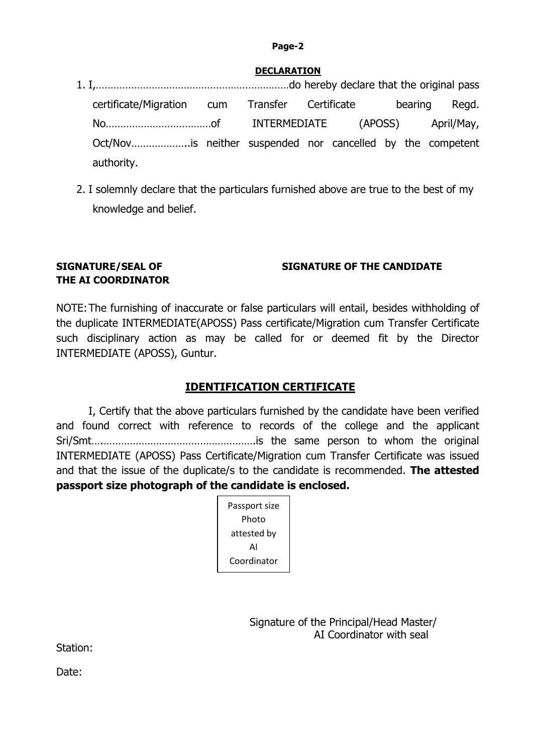Page-2

## DECLARATION

1. I,…………………………………………………………do hereby declare that the original pass certificate/Migration cum Transfer Certificate bearing Regd. No………………………………of INTERMEDIATE (APOSS) April/May, Oct/Nov………………..is neither suspended nor cancelled by the competent authority.

2. I solemnly declare that the particulars furnished above are true to the best of my knowledge and belief.

**SIGNATURE/SEAL OF THE AI COORDINATOR**

**SIGNATURE OF THE CANDIDATE**

NOTE: The furnishing of inaccurate or false particulars will entail, besides withholding of the duplicate INTERMEDIATE(APOSS) Pass certificate/Migration cum Transfer Certificate such disciplinary action as may be called for or deemed fit by the Director INTERMEDIATE (APOSS), Guntur.

## IDENTIFICATION CERTIFICATE

I, Certify that the above particulars furnished by the candidate have been verified and found correct with reference to records of the college and the applicant Sri/Smt…..……………………………………………is the same person to whom the original INTERMEDIATE (APOSS) Pass Certificate/Migration cum Transfer Certificate was issued and that the issue of the duplicate/s to the candidate is recommended. **The attested passport size photograph of the candidate is enclosed.**

| Passport size Photo attested by AI Coordinator |
|---|

Signature of the Principal/Head Master/ AI Coordinator with seal

Station:

Date: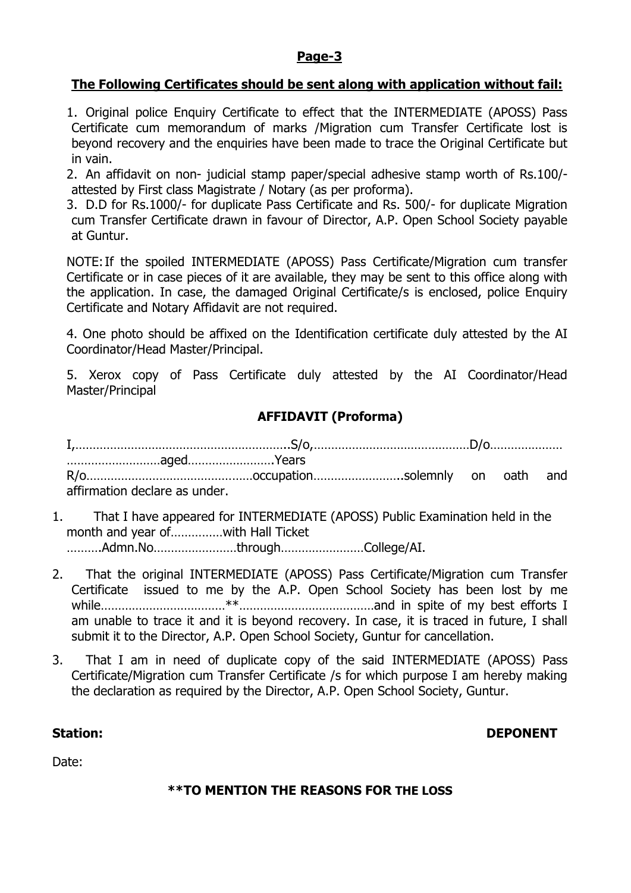**Page-3**

## The Following Certificates should be sent along with application without fail:

1. Original police Enquiry Certificate to effect that the INTERMEDIATE (APOSS) Pass Certificate cum memorandum of marks /Migration cum Transfer Certificate lost is beyond recovery and the enquiries have been made to trace the Original Certificate but in vain.
2. An affidavit on non- judicial stamp paper/special adhesive stamp worth of Rs.100/- attested by First class Magistrate / Notary (as per proforma).
3. D.D for Rs.1000/- for duplicate Pass Certificate and Rs. 500/- for duplicate Migration cum Transfer Certificate drawn in favour of Director, A.P. Open School Society payable at Guntur.

NOTE: If the spoiled INTERMEDIATE (APOSS) Pass Certificate/Migration cum transfer Certificate or in case pieces of it are available, they may be sent to this office along with the application. In case, the damaged Original Certificate/s is enclosed, police Enquiry Certificate and Notary Affidavit are not required.

4. One photo should be affixed on the Identification certificate duly attested by the AI Coordinator/Head Master/Principal.

5. Xerox copy of Pass Certificate duly attested by the AI Coordinator/Head Master/Principal

### AFFIDAVIT (Proforma)

I,…………………………………………………..S/o,………………………………………D/o…………………………………………aged…………………….Years R/o…………………………………………occupation……………………..solemnly on oath and affirmation declare as under.

1. That I have appeared for INTERMEDIATE (APOSS) Public Examination held in the month and year of……………with Hall Ticket ……….Admn.No……………………through……………………College/AI.

2. That the original INTERMEDIATE (APOSS) Pass Certificate/Migration cum Transfer Certificate issued to me by the A.P. Open School Society has been lost by me while………………………………**…………………………………and in spite of my best efforts I am unable to trace it and it is beyond recovery. In case, it is traced in future, I shall submit it to the Director, A.P. Open School Society, Guntur for cancellation.

3. That I am in need of duplicate copy of the said INTERMEDIATE (APOSS) Pass Certificate/Migration cum Transfer Certificate /s for which purpose I am hereby making the declaration as required by the Director, A.P. Open School Society, Guntur.

**Station:** **DEPONENT**

Date:

**\*\*TO MENTION THE REASONS FOR THE LOSS**